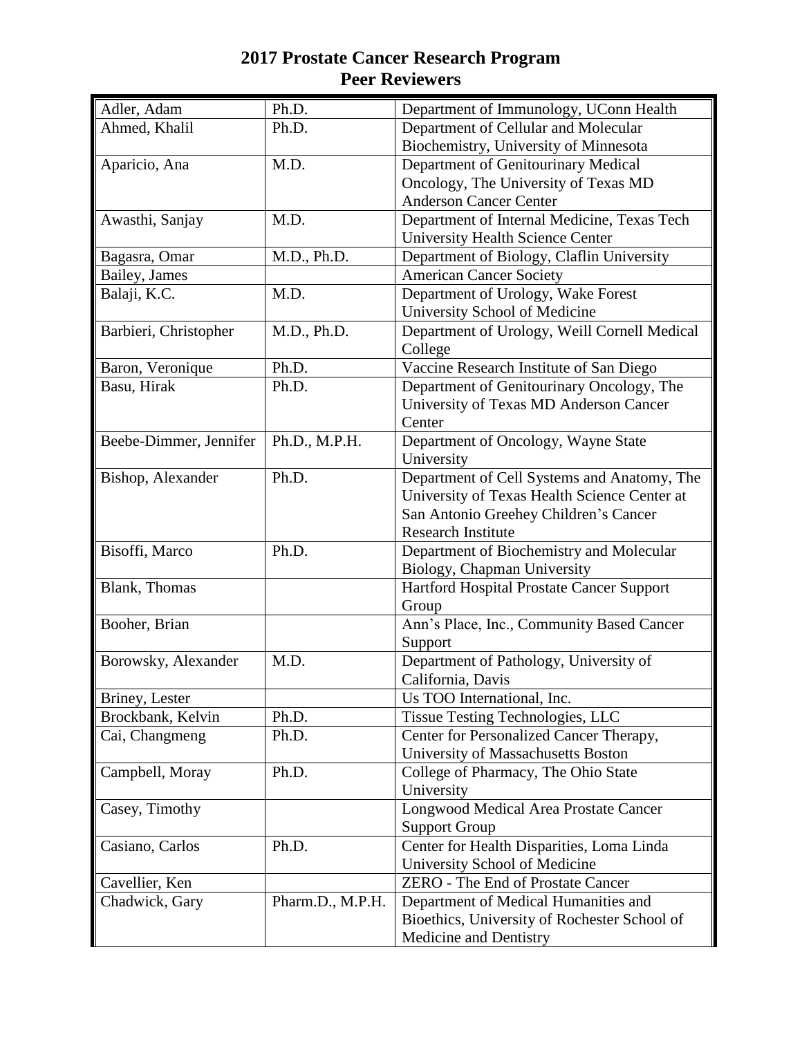# 2017 Prostate Cancer Research Program
# Peer Reviewers

| Name | Degree | Affiliation |
|---|---|---|
| Adler, Adam | Ph.D. | Department of Immunology, UConn Health |
| Ahmed, Khalil | Ph.D. | Department of Cellular and Molecular Biochemistry, University of Minnesota |
| Aparicio, Ana | M.D. | Department of Genitourinary Medical Oncology, The University of Texas MD Anderson Cancer Center |
| Awasthi, Sanjay | M.D. | Department of Internal Medicine, Texas Tech University Health Science Center |
| Bagasra, Omar | M.D., Ph.D. | Department of Biology, Claflin University |
| Bailey, James | | American Cancer Society |
| Balaji, K.C. | M.D. | Department of Urology, Wake Forest University School of Medicine |
| Barbieri, Christopher | M.D., Ph.D. | Department of Urology, Weill Cornell Medical College |
| Baron, Veronique | Ph.D. | Vaccine Research Institute of San Diego |
| Basu, Hirak | Ph.D. | Department of Genitourinary Oncology, The University of Texas MD Anderson Cancer Center |
| Beebe-Dimmer, Jennifer | Ph.D., M.P.H. | Department of Oncology, Wayne State University |
| Bishop, Alexander | Ph.D. | Department of Cell Systems and Anatomy, The University of Texas Health Science Center at San Antonio Greehey Children's Cancer Research Institute |
| Bisoffi, Marco | Ph.D. | Department of Biochemistry and Molecular Biology, Chapman University |
| Blank, Thomas | | Hartford Hospital Prostate Cancer Support Group |
| Booher, Brian | | Ann's Place, Inc., Community Based Cancer Support |
| Borowsky, Alexander | M.D. | Department of Pathology, University of California, Davis |
| Briney, Lester | | Us TOO International, Inc. |
| Brockbank, Kelvin | Ph.D. | Tissue Testing Technologies, LLC |
| Cai, Changmeng | Ph.D. | Center for Personalized Cancer Therapy, University of Massachusetts Boston |
| Campbell, Moray | Ph.D. | College of Pharmacy, The Ohio State University |
| Casey, Timothy | | Longwood Medical Area Prostate Cancer Support Group |
| Casiano, Carlos | Ph.D. | Center for Health Disparities, Loma Linda University School of Medicine |
| Cavellier, Ken | | ZERO - The End of Prostate Cancer |
| Chadwick, Gary | Pharm.D., M.P.H. | Department of Medical Humanities and Bioethics, University of Rochester School of Medicine and Dentistry |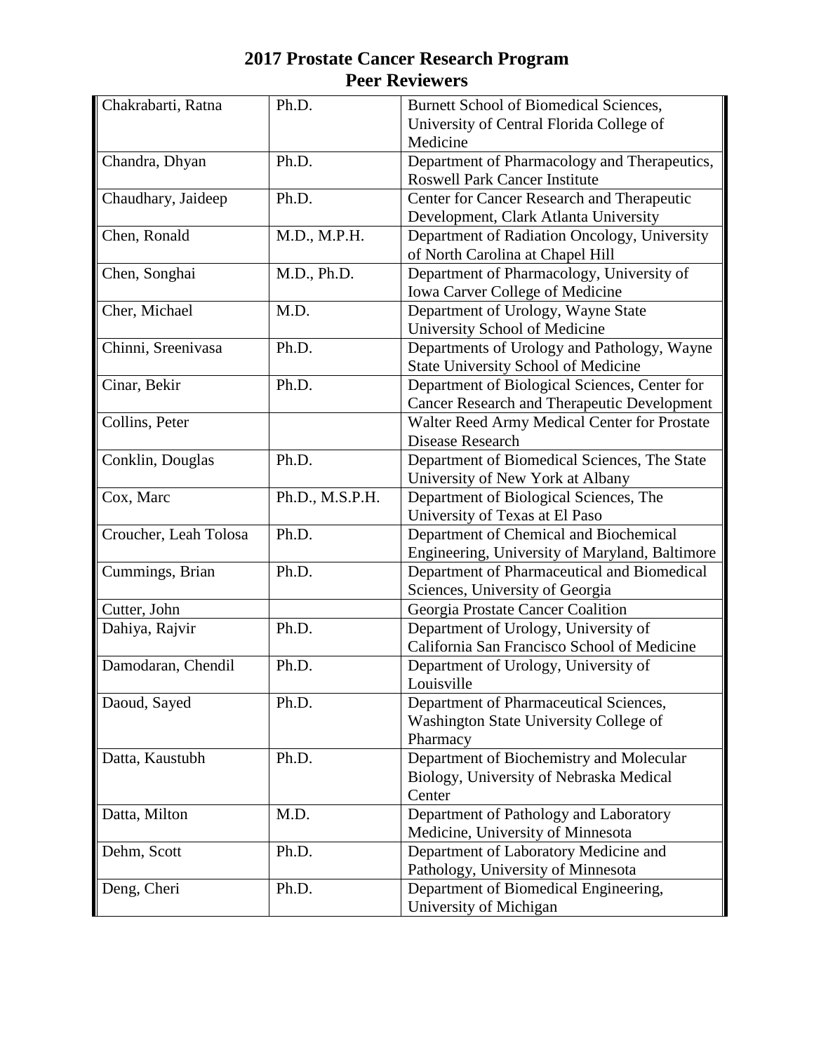# 2017 Prostate Cancer Research Program
## Peer Reviewers

| | | |
|---|---|---|
| Chakrabarti, Ratna | Ph.D. | Burnett School of Biomedical Sciences, University of Central Florida College of Medicine |
| Chandra, Dhyan | Ph.D. | Department of Pharmacology and Therapeutics, Roswell Park Cancer Institute |
| Chaudhary, Jaideep | Ph.D. | Center for Cancer Research and Therapeutic Development, Clark Atlanta University |
| Chen, Ronald | M.D., M.P.H. | Department of Radiation Oncology, University of North Carolina at Chapel Hill |
| Chen, Songhai | M.D., Ph.D. | Department of Pharmacology, University of Iowa Carver College of Medicine |
| Cher, Michael | M.D. | Department of Urology, Wayne State University School of Medicine |
| Chinni, Sreenivasa | Ph.D. | Departments of Urology and Pathology, Wayne State University School of Medicine |
| Cinar, Bekir | Ph.D. | Department of Biological Sciences, Center for Cancer Research and Therapeutic Development |
| Collins, Peter | | Walter Reed Army Medical Center for Prostate Disease Research |
| Conklin, Douglas | Ph.D. | Department of Biomedical Sciences, The State University of New York at Albany |
| Cox, Marc | Ph.D., M.S.P.H. | Department of Biological Sciences, The University of Texas at El Paso |
| Croucher, Leah Tolosa | Ph.D. | Department of Chemical and Biochemical Engineering, University of Maryland, Baltimore |
| Cummings, Brian | Ph.D. | Department of Pharmaceutical and Biomedical Sciences, University of Georgia |
| Cutter, John | | Georgia Prostate Cancer Coalition |
| Dahiya, Rajvir | Ph.D. | Department of Urology, University of California San Francisco School of Medicine |
| Damodaran, Chendil | Ph.D. | Department of Urology, University of Louisville |
| Daoud, Sayed | Ph.D. | Department of Pharmaceutical Sciences, Washington State University College of Pharmacy |
| Datta, Kaustubh | Ph.D. | Department of Biochemistry and Molecular Biology, University of Nebraska Medical Center |
| Datta, Milton | M.D. | Department of Pathology and Laboratory Medicine, University of Minnesota |
| Dehm, Scott | Ph.D. | Department of Laboratory Medicine and Pathology, University of Minnesota |
| Deng, Cheri | Ph.D. | Department of Biomedical Engineering, University of Michigan |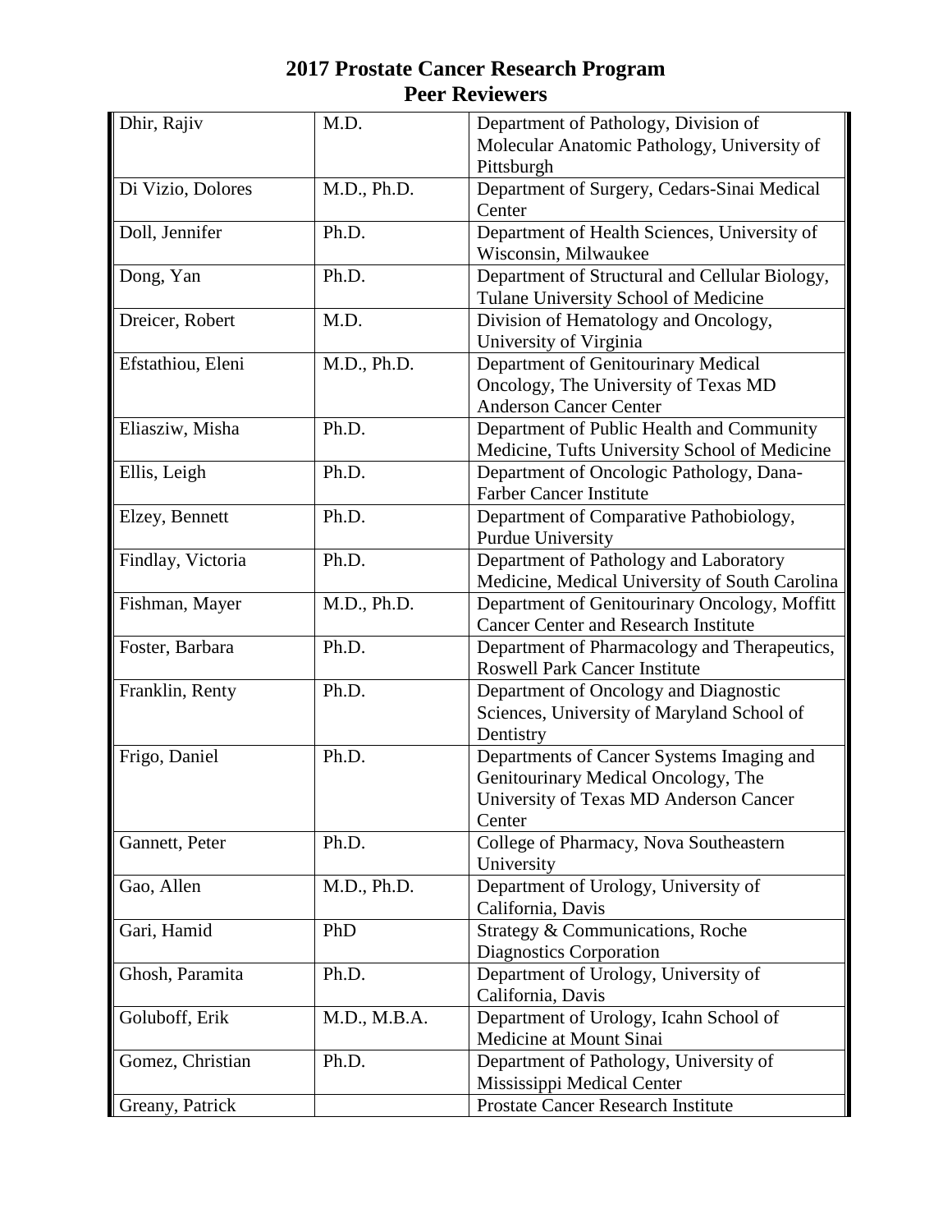# 2017 Prostate Cancer Research Program
## Peer Reviewers

| | | |
|---|---|---|
| Dhir, Rajiv | M.D. | Department of Pathology, Division of Molecular Anatomic Pathology, University of Pittsburgh |
| Di Vizio, Dolores | M.D., Ph.D. | Department of Surgery, Cedars-Sinai Medical Center |
| Doll, Jennifer | Ph.D. | Department of Health Sciences, University of Wisconsin, Milwaukee |
| Dong, Yan | Ph.D. | Department of Structural and Cellular Biology, Tulane University School of Medicine |
| Dreicer, Robert | M.D. | Division of Hematology and Oncology, University of Virginia |
| Efstathiou, Eleni | M.D., Ph.D. | Department of Genitourinary Medical Oncology, The University of Texas MD Anderson Cancer Center |
| Eliasziw, Misha | Ph.D. | Department of Public Health and Community Medicine, Tufts University School of Medicine |
| Ellis, Leigh | Ph.D. | Department of Oncologic Pathology, Dana-Farber Cancer Institute |
| Elzey, Bennett | Ph.D. | Department of Comparative Pathobiology, Purdue University |
| Findlay, Victoria | Ph.D. | Department of Pathology and Laboratory Medicine, Medical University of South Carolina |
| Fishman, Mayer | M.D., Ph.D. | Department of Genitourinary Oncology, Moffitt Cancer Center and Research Institute |
| Foster, Barbara | Ph.D. | Department of Pharmacology and Therapeutics, Roswell Park Cancer Institute |
| Franklin, Renty | Ph.D. | Department of Oncology and Diagnostic Sciences, University of Maryland School of Dentistry |
| Frigo, Daniel | Ph.D. | Departments of Cancer Systems Imaging and Genitourinary Medical Oncology, The University of Texas MD Anderson Cancer Center |
| Gannett, Peter | Ph.D. | College of Pharmacy, Nova Southeastern University |
| Gao, Allen | M.D., Ph.D. | Department of Urology, University of California, Davis |
| Gari, Hamid | PhD | Strategy & Communications, Roche Diagnostics Corporation |
| Ghosh, Paramita | Ph.D. | Department of Urology, University of California, Davis |
| Goluboff, Erik | M.D., M.B.A. | Department of Urology, Icahn School of Medicine at Mount Sinai |
| Gomez, Christian | Ph.D. | Department of Pathology, University of Mississippi Medical Center |
| Greany, Patrick | | Prostate Cancer Research Institute |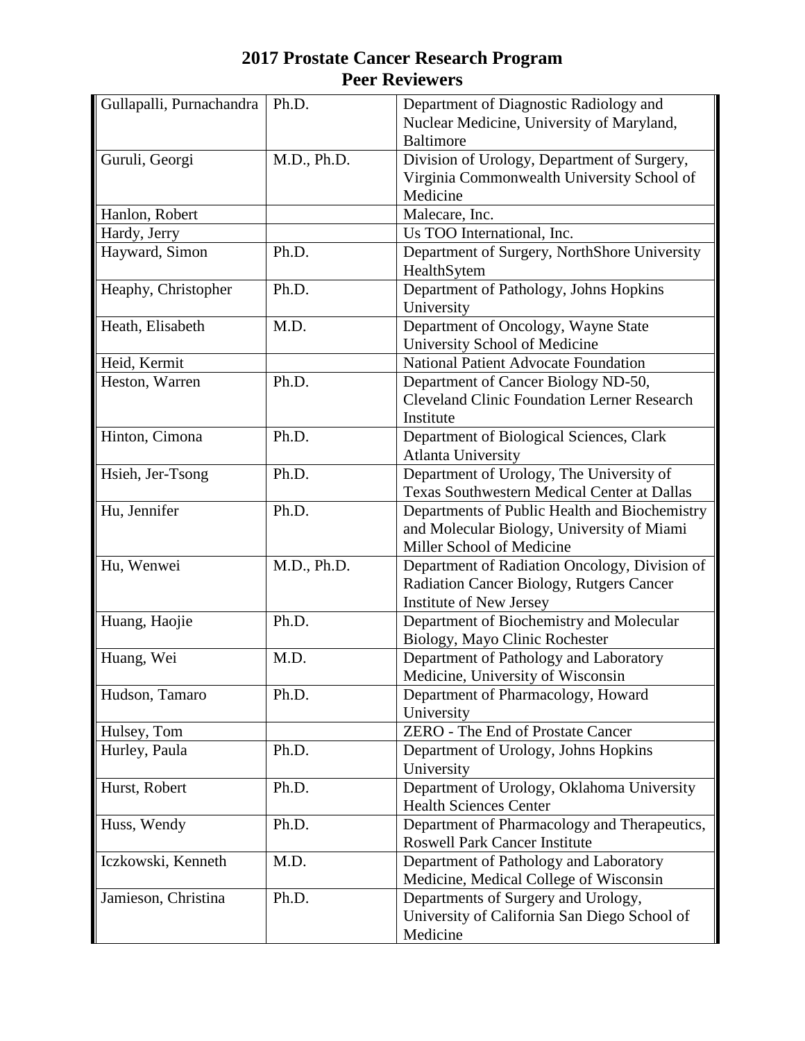# 2017 Prostate Cancer Research Program
## Peer Reviewers

| | | |
|---|---|---|
| Gullapalli, Purnachandra | Ph.D. | Department of Diagnostic Radiology and Nuclear Medicine, University of Maryland, Baltimore |
| Guruli, Georgi | M.D., Ph.D. | Division of Urology, Department of Surgery, Virginia Commonwealth University School of Medicine |
| Hanlon, Robert | | Malecare, Inc. |
| Hardy, Jerry | | Us TOO International, Inc. |
| Hayward, Simon | Ph.D. | Department of Surgery, NorthShore University HealthSytem |
| Heaphy, Christopher | Ph.D. | Department of Pathology, Johns Hopkins University |
| Heath, Elisabeth | M.D. | Department of Oncology, Wayne State University School of Medicine |
| Heid, Kermit | | National Patient Advocate Foundation |
| Heston, Warren | Ph.D. | Department of Cancer Biology ND-50, Cleveland Clinic Foundation Lerner Research Institute |
| Hinton, Cimona | Ph.D. | Department of Biological Sciences, Clark Atlanta University |
| Hsieh, Jer-Tsong | Ph.D. | Department of Urology, The University of Texas Southwestern Medical Center at Dallas |
| Hu, Jennifer | Ph.D. | Departments of Public Health and Biochemistry and Molecular Biology, University of Miami Miller School of Medicine |
| Hu, Wenwei | M.D., Ph.D. | Department of Radiation Oncology, Division of Radiation Cancer Biology, Rutgers Cancer Institute of New Jersey |
| Huang, Haojie | Ph.D. | Department of Biochemistry and Molecular Biology, Mayo Clinic Rochester |
| Huang, Wei | M.D. | Department of Pathology and Laboratory Medicine, University of Wisconsin |
| Hudson, Tamaro | Ph.D. | Department of Pharmacology, Howard University |
| Hulsey, Tom | | ZERO - The End of Prostate Cancer |
| Hurley, Paula | Ph.D. | Department of Urology, Johns Hopkins University |
| Hurst, Robert | Ph.D. | Department of Urology, Oklahoma University Health Sciences Center |
| Huss, Wendy | Ph.D. | Department of Pharmacology and Therapeutics, Roswell Park Cancer Institute |
| Iczkowski, Kenneth | M.D. | Department of Pathology and Laboratory Medicine, Medical College of Wisconsin |
| Jamieson, Christina | Ph.D. | Departments of Surgery and Urology, University of California San Diego School of Medicine |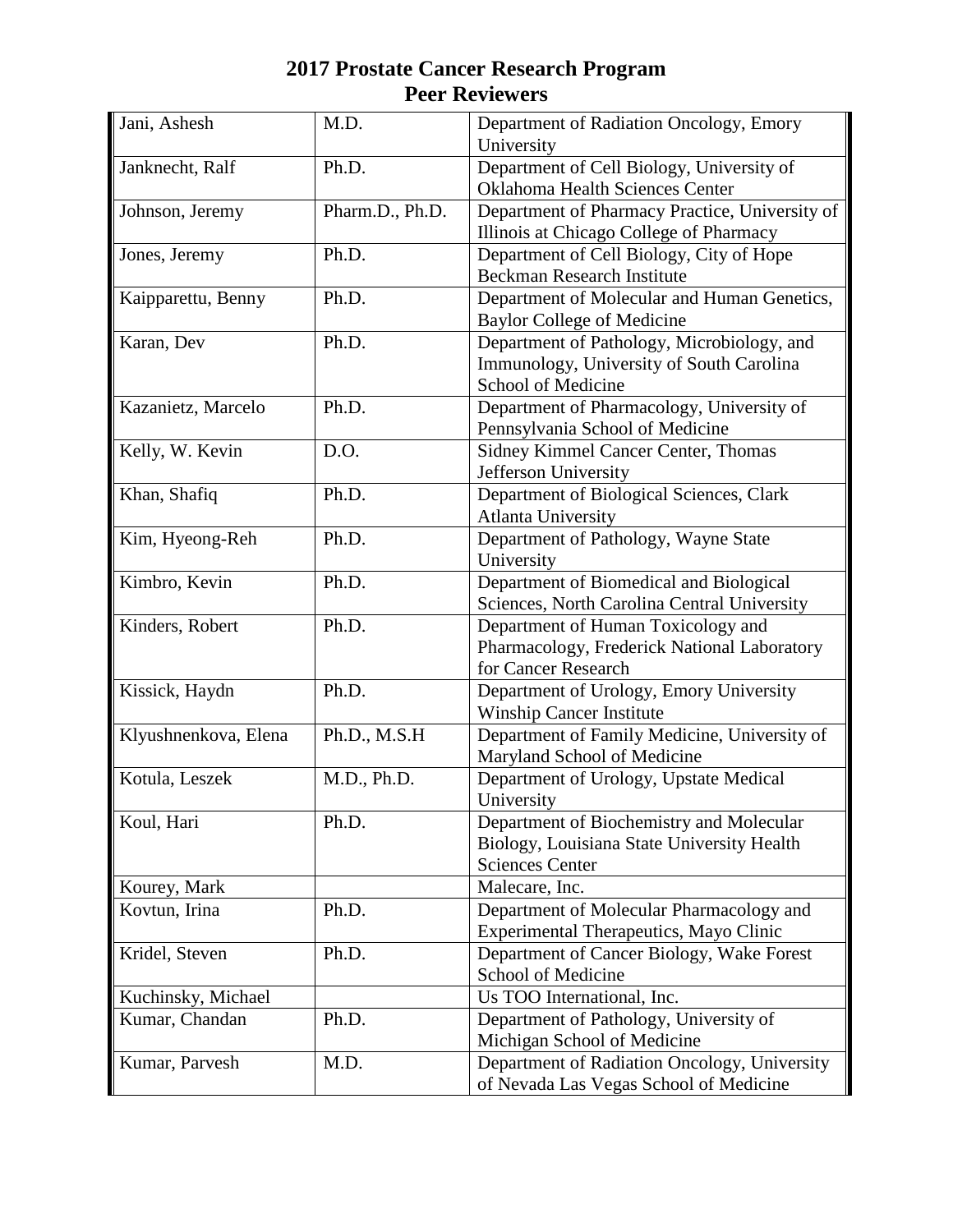# 2017 Prostate Cancer Research Program
## Peer Reviewers

| | | |
|---|---|---|
| Jani, Ashesh | M.D. | Department of Radiation Oncology, Emory University |
| Janknecht, Ralf | Ph.D. | Department of Cell Biology, University of Oklahoma Health Sciences Center |
| Johnson, Jeremy | Pharm.D., Ph.D. | Department of Pharmacy Practice, University of Illinois at Chicago College of Pharmacy |
| Jones, Jeremy | Ph.D. | Department of Cell Biology, City of Hope Beckman Research Institute |
| Kaipparettu, Benny | Ph.D. | Department of Molecular and Human Genetics, Baylor College of Medicine |
| Karan, Dev | Ph.D. | Department of Pathology, Microbiology, and Immunology, University of South Carolina School of Medicine |
| Kazanietz, Marcelo | Ph.D. | Department of Pharmacology, University of Pennsylvania School of Medicine |
| Kelly, W. Kevin | D.O. | Sidney Kimmel Cancer Center, Thomas Jefferson University |
| Khan, Shafiq | Ph.D. | Department of Biological Sciences, Clark Atlanta University |
| Kim, Hyeong-Reh | Ph.D. | Department of Pathology, Wayne State University |
| Kimbro, Kevin | Ph.D. | Department of Biomedical and Biological Sciences, North Carolina Central University |
| Kinders, Robert | Ph.D. | Department of Human Toxicology and Pharmacology, Frederick National Laboratory for Cancer Research |
| Kissick, Haydn | Ph.D. | Department of Urology, Emory University Winship Cancer Institute |
| Klyushnenkova, Elena | Ph.D., M.S.H | Department of Family Medicine, University of Maryland School of Medicine |
| Kotula, Leszek | M.D., Ph.D. | Department of Urology, Upstate Medical University |
| Koul, Hari | Ph.D. | Department of Biochemistry and Molecular Biology, Louisiana State University Health Sciences Center |
| Kourey, Mark | | Malecare, Inc. |
| Kovtun, Irina | Ph.D. | Department of Molecular Pharmacology and Experimental Therapeutics, Mayo Clinic |
| Kridel, Steven | Ph.D. | Department of Cancer Biology, Wake Forest School of Medicine |
| Kuchinsky, Michael | | Us TOO International, Inc. |
| Kumar, Chandan | Ph.D. | Department of Pathology, University of Michigan School of Medicine |
| Kumar, Parvesh | M.D. | Department of Radiation Oncology, University of Nevada Las Vegas School of Medicine |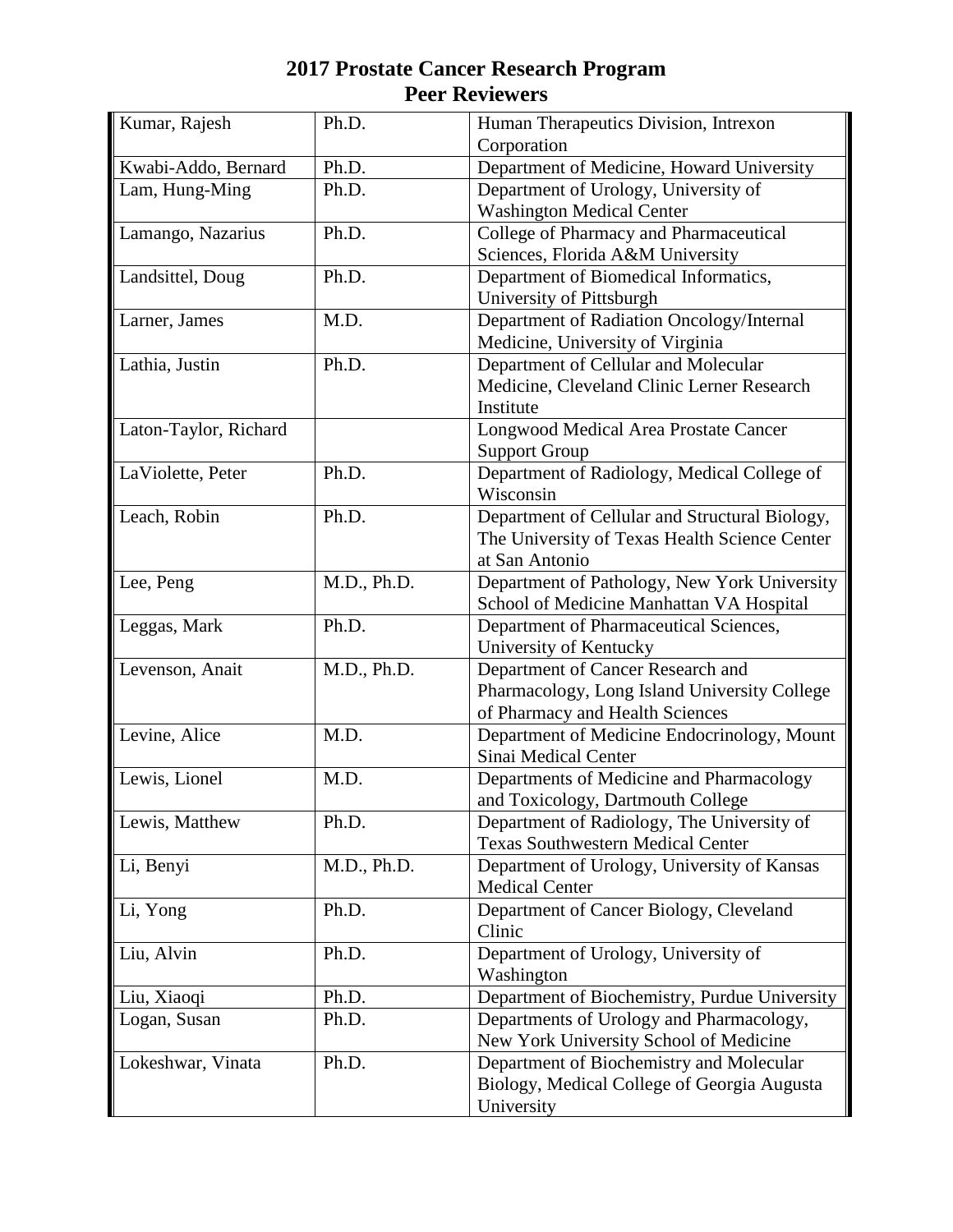# 2017 Prostate Cancer Research Program
# Peer Reviewers

| | | |
|---|---|---|
| Kumar, Rajesh | Ph.D. | Human Therapeutics Division, Intrexon Corporation |
| Kwabi-Addo, Bernard | Ph.D. | Department of Medicine, Howard University |
| Lam, Hung-Ming | Ph.D. | Department of Urology, University of Washington Medical Center |
| Lamango, Nazarius | Ph.D. | College of Pharmacy and Pharmaceutical Sciences, Florida A&M University |
| Landsittel, Doug | Ph.D. | Department of Biomedical Informatics, University of Pittsburgh |
| Larner, James | M.D. | Department of Radiation Oncology/Internal Medicine, University of Virginia |
| Lathia, Justin | Ph.D. | Department of Cellular and Molecular Medicine, Cleveland Clinic Lerner Research Institute |
| Laton-Taylor, Richard | | Longwood Medical Area Prostate Cancer Support Group |
| LaViolette, Peter | Ph.D. | Department of Radiology, Medical College of Wisconsin |
| Leach, Robin | Ph.D. | Department of Cellular and Structural Biology, The University of Texas Health Science Center at San Antonio |
| Lee, Peng | M.D., Ph.D. | Department of Pathology, New York University School of Medicine Manhattan VA Hospital |
| Leggas, Mark | Ph.D. | Department of Pharmaceutical Sciences, University of Kentucky |
| Levenson, Anait | M.D., Ph.D. | Department of Cancer Research and Pharmacology, Long Island University College of Pharmacy and Health Sciences |
| Levine, Alice | M.D. | Department of Medicine Endocrinology, Mount Sinai Medical Center |
| Lewis, Lionel | M.D. | Departments of Medicine and Pharmacology and Toxicology, Dartmouth College |
| Lewis, Matthew | Ph.D. | Department of Radiology, The University of Texas Southwestern Medical Center |
| Li, Benyi | M.D., Ph.D. | Department of Urology, University of Kansas Medical Center |
| Li, Yong | Ph.D. | Department of Cancer Biology, Cleveland Clinic |
| Liu, Alvin | Ph.D. | Department of Urology, University of Washington |
| Liu, Xiaoqi | Ph.D. | Department of Biochemistry, Purdue University |
| Logan, Susan | Ph.D. | Departments of Urology and Pharmacology, New York University School of Medicine |
| Lokeshwar, Vinata | Ph.D. | Department of Biochemistry and Molecular Biology, Medical College of Georgia Augusta University |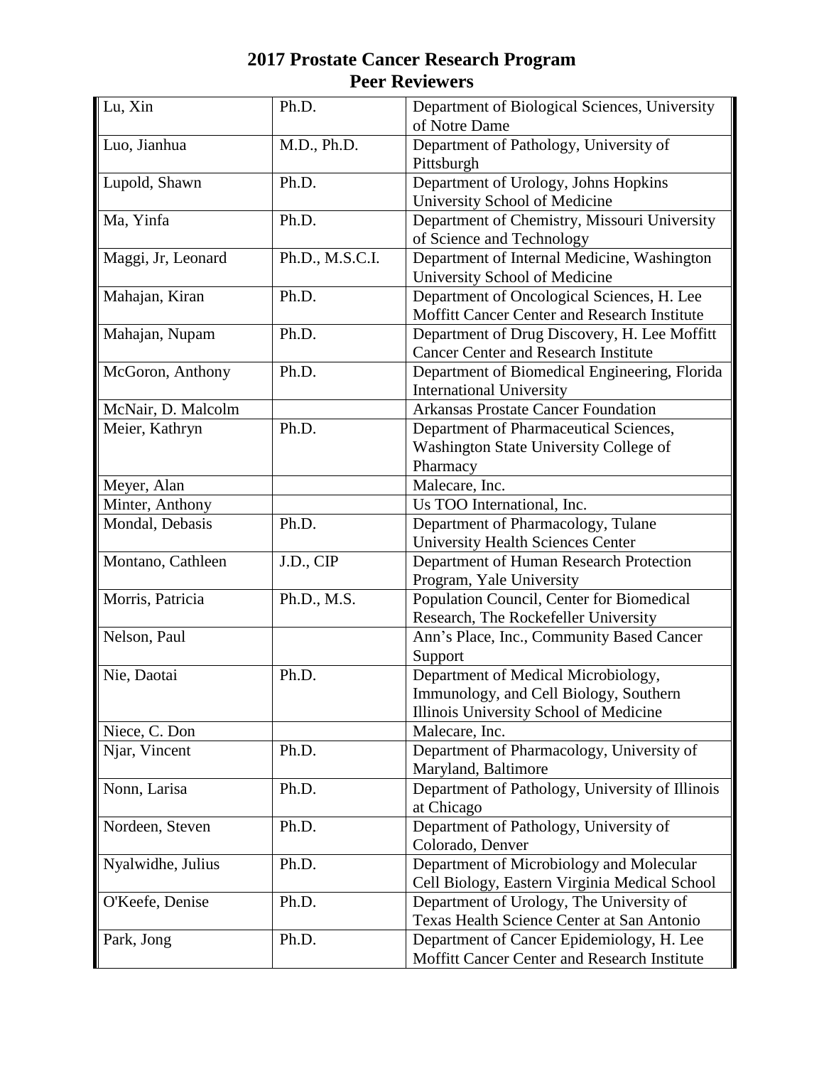# 2017 Prostate Cancer Research Program
## Peer Reviewers

| | | |
|---|---|---|
| Lu, Xin | Ph.D. | Department of Biological Sciences, University of Notre Dame |
| Luo, Jianhua | M.D., Ph.D. | Department of Pathology, University of Pittsburgh |
| Lupold, Shawn | Ph.D. | Department of Urology, Johns Hopkins University School of Medicine |
| Ma, Yinfa | Ph.D. | Department of Chemistry, Missouri University of Science and Technology |
| Maggi, Jr, Leonard | Ph.D., M.S.C.I. | Department of Internal Medicine, Washington University School of Medicine |
| Mahajan, Kiran | Ph.D. | Department of Oncological Sciences, H. Lee Moffitt Cancer Center and Research Institute |
| Mahajan, Nupam | Ph.D. | Department of Drug Discovery, H. Lee Moffitt Cancer Center and Research Institute |
| McGoron, Anthony | Ph.D. | Department of Biomedical Engineering, Florida International University |
| McNair, D. Malcolm | | Arkansas Prostate Cancer Foundation |
| Meier, Kathryn | Ph.D. | Department of Pharmaceutical Sciences, Washington State University College of Pharmacy |
| Meyer, Alan | | Malecare, Inc. |
| Minter, Anthony | | Us TOO International, Inc. |
| Mondal, Debasis | Ph.D. | Department of Pharmacology, Tulane University Health Sciences Center |
| Montano, Cathleen | J.D., CIP | Department of Human Research Protection Program, Yale University |
| Morris, Patricia | Ph.D., M.S. | Population Council, Center for Biomedical Research, The Rockefeller University |
| Nelson, Paul | | Ann's Place, Inc., Community Based Cancer Support |
| Nie, Daotai | Ph.D. | Department of Medical Microbiology, Immunology, and Cell Biology, Southern Illinois University School of Medicine |
| Niece, C. Don | | Malecare, Inc. |
| Njar, Vincent | Ph.D. | Department of Pharmacology, University of Maryland, Baltimore |
| Nonn, Larisa | Ph.D. | Department of Pathology, University of Illinois at Chicago |
| Nordeen, Steven | Ph.D. | Department of Pathology, University of Colorado, Denver |
| Nyalwidhe, Julius | Ph.D. | Department of Microbiology and Molecular Cell Biology, Eastern Virginia Medical School |
| O'Keefe, Denise | Ph.D. | Department of Urology, The University of Texas Health Science Center at San Antonio |
| Park, Jong | Ph.D. | Department of Cancer Epidemiology, H. Lee Moffitt Cancer Center and Research Institute |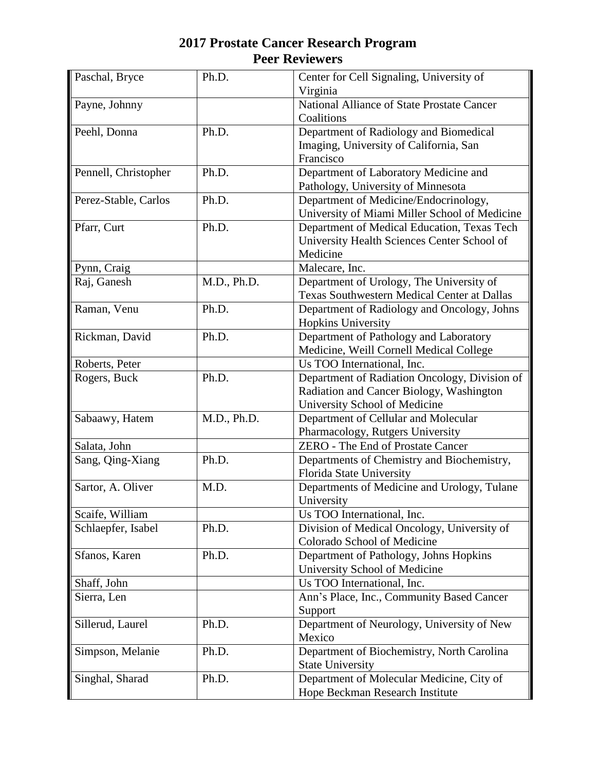# 2017 Prostate Cancer Research Program
## Peer Reviewers

| | | |
|---|---|---|
| Paschal, Bryce | Ph.D. | Center for Cell Signaling, University of Virginia |
| Payne, Johnny | | National Alliance of State Prostate Cancer Coalitions |
| Peehl, Donna | Ph.D. | Department of Radiology and Biomedical Imaging, University of California, San Francisco |
| Pennell, Christopher | Ph.D. | Department of Laboratory Medicine and Pathology, University of Minnesota |
| Perez-Stable, Carlos | Ph.D. | Department of Medicine/Endocrinology, University of Miami Miller School of Medicine |
| Pfarr, Curt | Ph.D. | Department of Medical Education, Texas Tech University Health Sciences Center School of Medicine |
| Pynn, Craig | | Malecare, Inc. |
| Raj, Ganesh | M.D., Ph.D. | Department of Urology, The University of Texas Southwestern Medical Center at Dallas |
| Raman, Venu | Ph.D. | Department of Radiology and Oncology, Johns Hopkins University |
| Rickman, David | Ph.D. | Department of Pathology and Laboratory Medicine, Weill Cornell Medical College |
| Roberts, Peter | | Us TOO International, Inc. |
| Rogers, Buck | Ph.D. | Department of Radiation Oncology, Division of Radiation and Cancer Biology, Washington University School of Medicine |
| Sabaawy, Hatem | M.D., Ph.D. | Department of Cellular and Molecular Pharmacology, Rutgers University |
| Salata, John | | ZERO - The End of Prostate Cancer |
| Sang, Qing-Xiang | Ph.D. | Departments of Chemistry and Biochemistry, Florida State University |
| Sartor, A. Oliver | M.D. | Departments of Medicine and Urology, Tulane University |
| Scaife, William | | Us TOO International, Inc. |
| Schlaepfer, Isabel | Ph.D. | Division of Medical Oncology, University of Colorado School of Medicine |
| Sfanos, Karen | Ph.D. | Department of Pathology, Johns Hopkins University School of Medicine |
| Shaff, John | | Us TOO International, Inc. |
| Sierra, Len | | Ann's Place, Inc., Community Based Cancer Support |
| Sillerud, Laurel | Ph.D. | Department of Neurology, University of New Mexico |
| Simpson, Melanie | Ph.D. | Department of Biochemistry, North Carolina State University |
| Singhal, Sharad | Ph.D. | Department of Molecular Medicine, City of Hope Beckman Research Institute |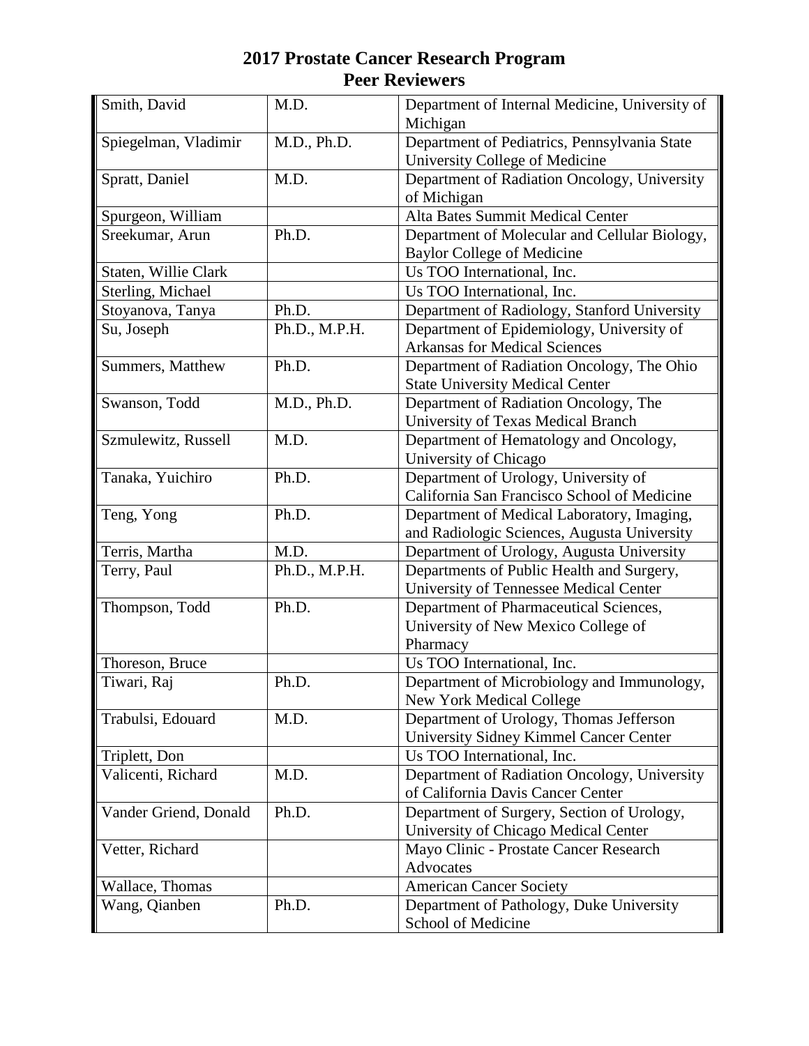# 2017 Prostate Cancer Research Program
# Peer Reviewers

| | | |
|---|---|---|
| Smith, David | M.D. | Department of Internal Medicine, University of Michigan |
| Spiegelman, Vladimir | M.D., Ph.D. | Department of Pediatrics, Pennsylvania State University College of Medicine |
| Spratt, Daniel | M.D. | Department of Radiation Oncology, University of Michigan |
| Spurgeon, William | | Alta Bates Summit Medical Center |
| Sreekumar, Arun | Ph.D. | Department of Molecular and Cellular Biology, Baylor College of Medicine |
| Staten, Willie Clark | | Us TOO International, Inc. |
| Sterling, Michael | | Us TOO International, Inc. |
| Stoyanova, Tanya | Ph.D. | Department of Radiology, Stanford University |
| Su, Joseph | Ph.D., M.P.H. | Department of Epidemiology, University of Arkansas for Medical Sciences |
| Summers, Matthew | Ph.D. | Department of Radiation Oncology, The Ohio State University Medical Center |
| Swanson, Todd | M.D., Ph.D. | Department of Radiation Oncology, The University of Texas Medical Branch |
| Szmulewitz, Russell | M.D. | Department of Hematology and Oncology, University of Chicago |
| Tanaka, Yuichiro | Ph.D. | Department of Urology, University of California San Francisco School of Medicine |
| Teng, Yong | Ph.D. | Department of Medical Laboratory, Imaging, and Radiologic Sciences, Augusta University |
| Terris, Martha | M.D. | Department of Urology, Augusta University |
| Terry, Paul | Ph.D., M.P.H. | Departments of Public Health and Surgery, University of Tennessee Medical Center |
| Thompson, Todd | Ph.D. | Department of Pharmaceutical Sciences, University of New Mexico College of Pharmacy |
| Thoreson, Bruce | | Us TOO International, Inc. |
| Tiwari, Raj | Ph.D. | Department of Microbiology and Immunology, New York Medical College |
| Trabulsi, Edouard | M.D. | Department of Urology, Thomas Jefferson University Sidney Kimmel Cancer Center |
| Triplett, Don | | Us TOO International, Inc. |
| Valicenti, Richard | M.D. | Department of Radiation Oncology, University of California Davis Cancer Center |
| Vander Griend, Donald | Ph.D. | Department of Surgery, Section of Urology, University of Chicago Medical Center |
| Vetter, Richard | | Mayo Clinic - Prostate Cancer Research Advocates |
| Wallace, Thomas | | American Cancer Society |
| Wang, Qianben | Ph.D. | Department of Pathology, Duke University School of Medicine |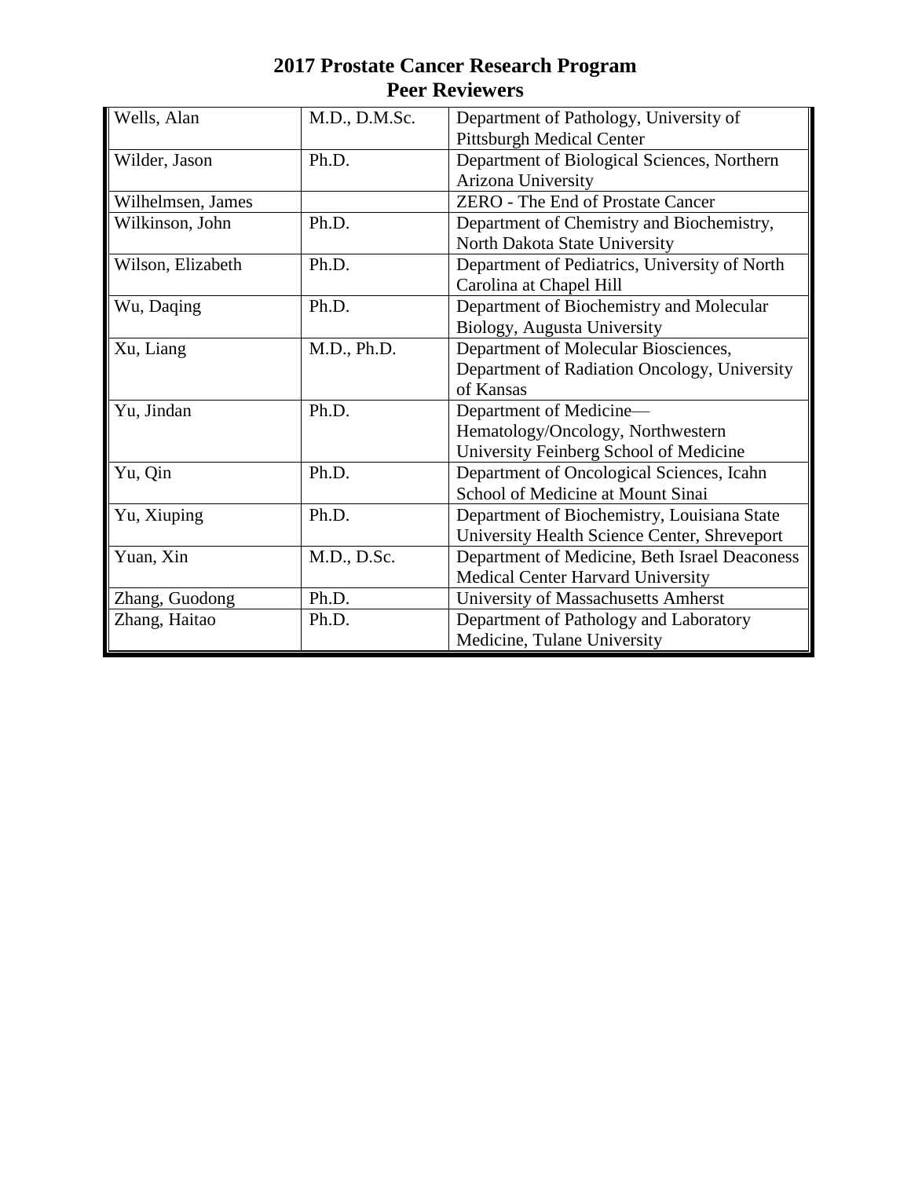# 2017 Prostate Cancer Research Program
# Peer Reviewers

| | | |
|---|---|---|
| Wells, Alan | M.D., D.M.Sc. | Department of Pathology, University of Pittsburgh Medical Center |
| Wilder, Jason | Ph.D. | Department of Biological Sciences, Northern Arizona University |
| Wilhelmsen, James | | ZERO - The End of Prostate Cancer |
| Wilkinson, John | Ph.D. | Department of Chemistry and Biochemistry, North Dakota State University |
| Wilson, Elizabeth | Ph.D. | Department of Pediatrics, University of North Carolina at Chapel Hill |
| Wu, Daqing | Ph.D. | Department of Biochemistry and Molecular Biology, Augusta University |
| Xu, Liang | M.D., Ph.D. | Department of Molecular Biosciences, Department of Radiation Oncology, University of Kansas |
| Yu, Jindan | Ph.D. | Department of Medicine—Hematology/Oncology, Northwestern University Feinberg School of Medicine |
| Yu, Qin | Ph.D. | Department of Oncological Sciences, Icahn School of Medicine at Mount Sinai |
| Yu, Xiuping | Ph.D. | Department of Biochemistry, Louisiana State University Health Science Center, Shreveport |
| Yuan, Xin | M.D., D.Sc. | Department of Medicine, Beth Israel Deaconess Medical Center Harvard University |
| Zhang, Guodong | Ph.D. | University of Massachusetts Amherst |
| Zhang, Haitao | Ph.D. | Department of Pathology and Laboratory Medicine, Tulane University |